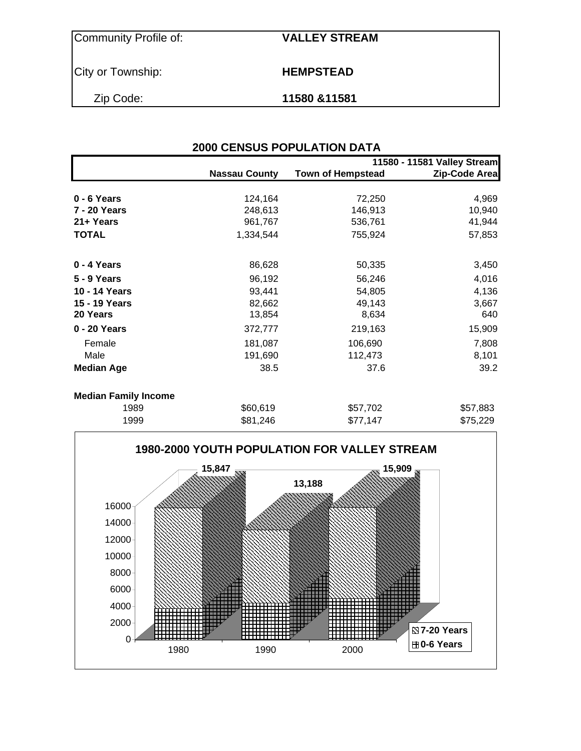| Community Profile of: | VALLEY STREAM |
|---|---|
| City or Township: | HEMPSTEAD |
| Zip Code: | 11580 &11581 |

## 2000 CENSUS POPULATION DATA

| | Nassau County | Town of Hempstead | 11580 - 11581 Valley Stream Zip-Code Area |
|---|---|---|---|
| **0 - 6 Years** | 124,164 | 72,250 | 4,969 |
| **7 - 20 Years** | 248,613 | 146,913 | 10,940 |
| **21+ Years** | 961,767 | 536,761 | 41,944 |
| **TOTAL** | 1,334,544 | 755,924 | 57,853 |
| | | | |
| **0 - 4 Years** | 86,628 | 50,335 | 3,450 |
| **5 - 9 Years** | 96,192 | 56,246 | 4,016 |
| **10 - 14 Years** | 93,441 | 54,805 | 4,136 |
| **15 - 19 Years** | 82,662 | 49,143 | 3,667 |
| **20 Years** | 13,854 | 8,634 | 640 |
| **0 - 20 Years** | 372,777 | 219,163 | 15,909 |
| Female | 181,087 | 106,690 | 7,808 |
| Male | 191,690 | 112,473 | 8,101 |
| **Median Age** | 38.5 | 37.6 | 39.2 |
| | | | |
| **Median Family Income** | | | |
| 1989 | $60,619 | $57,702 | $57,883 |
| 1999 | $81,246 | $77,147 | $75,229 |

### 1980-2000 YOUTH POPULATION FOR VALLEY STREAM

| Year | Total (0-20 Years) |
|---|---|
| 1980 | 15,847 |
| 1990 | 13,188 |
| 2000 | 15,909 |

Legend: 7-20 Years; 0-6 Years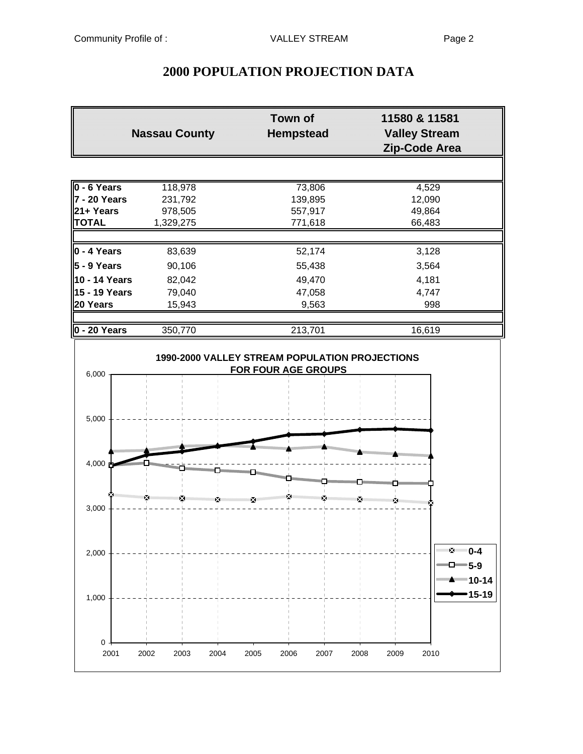# 2000 POPULATION PROJECTION DATA

| | Nassau County | Town of Hempstead | 11580 & 11581 Valley Stream Zip-Code Area |
|---|---|---|---|
| **0 - 6 Years** | 118,978 | 73,806 | 4,529 |
| **7 - 20 Years** | 231,792 | 139,895 | 12,090 |
| **21+ Years** | 978,505 | 557,917 | 49,864 |
| **TOTAL** | 1,329,275 | 771,618 | 66,483 |
| **0 - 4 Years** | 83,639 | 52,174 | 3,128 |
| **5 - 9 Years** | 90,106 | 55,438 | 3,564 |
| **10 - 14 Years** | 82,042 | 49,470 | 4,181 |
| **15 - 19 Years** | 79,040 | 47,058 | 4,747 |
| **20 Years** | 15,943 | 9,563 | 998 |
| **0 - 20 Years** | 350,770 | 213,701 | 16,619 |

**1990-2000 VALLEY STREAM POPULATION PROJECTIONS FOR FOUR AGE GROUPS**

(Chart: y-axis 0 to 6,000; x-axis 2001 to 2010; series: 0-4, 5-9, 10-14, 15-19)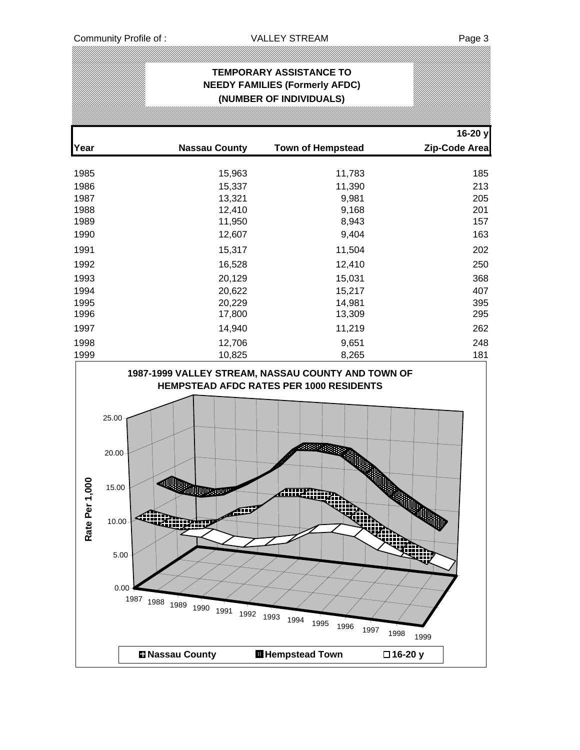## TEMPORARY ASSISTANCE TO NEEDY FAMILIES (Formerly AFDC) (NUMBER OF INDIVIDUALS)

| Year | Nassau County | Town of Hempstead | 16-20 y Zip-Code Area |
|---|---|---|---|
| 1985 | 15,963 | 11,783 | 185 |
| 1986 | 15,337 | 11,390 | 213 |
| 1987 | 13,321 | 9,981 | 205 |
| 1988 | 12,410 | 9,168 | 201 |
| 1989 | 11,950 | 8,943 | 157 |
| 1990 | 12,607 | 9,404 | 163 |
| 1991 | 15,317 | 11,504 | 202 |
| 1992 | 16,528 | 12,410 | 250 |
| 1993 | 20,129 | 15,031 | 368 |
| 1994 | 20,622 | 15,217 | 407 |
| 1995 | 20,229 | 14,981 | 395 |
| 1996 | 17,800 | 13,309 | 295 |
| 1997 | 14,940 | 11,219 | 262 |
| 1998 | 12,706 | 9,651 | 248 |
| 1999 | 10,825 | 8,265 | 181 |

**1987-1999 VALLEY STREAM, NASSAU COUNTY AND TOWN OF HEMPSTEAD AFDC RATES PER 1000 RESIDENTS**

Rate Per 1,000: 0.00, 5.00, 10.00, 15.00, 20.00, 25.00

Years: 1987, 1988, 1989, 1990, 1991, 1992, 1993, 1994, 1995, 1996, 1997, 1998, 1999

Legend: Nassau County, Hempstead Town, 16-20 y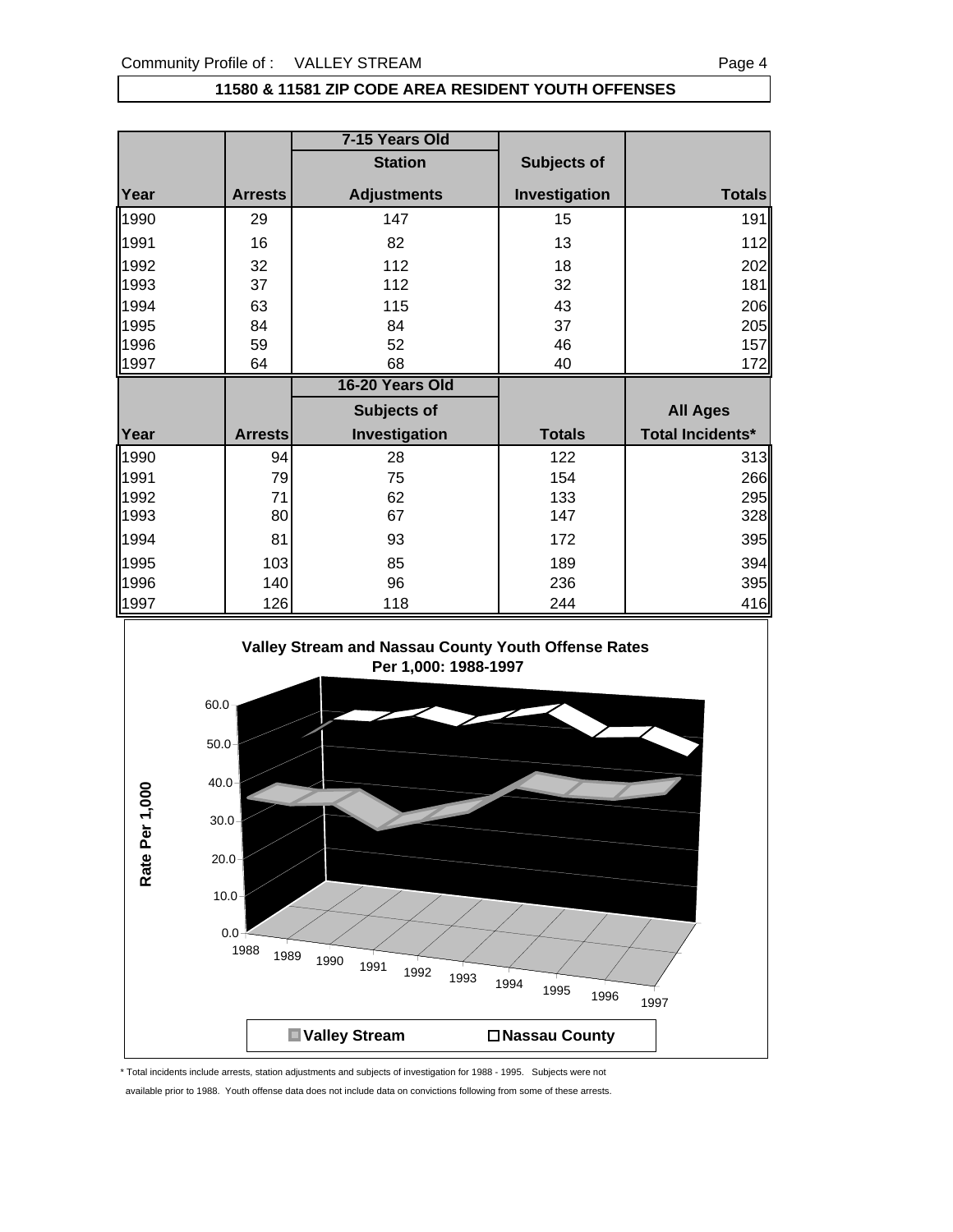## 11580 & 11581 ZIP CODE AREA RESIDENT YOUTH OFFENSES

| | | 7-15 Years Old | | |
|---|---|---|---|---|
| | | Station | Subjects of | |
| Year | Arrests | Adjustments | Investigation | Totals |
| 1990 | 29 | 147 | 15 | 191 |
| 1991 | 16 | 82 | 13 | 112 |
| 1992 | 32 | 112 | 18 | 202 |
| 1993 | 37 | 112 | 32 | 181 |
| 1994 | 63 | 115 | 43 | 206 |
| 1995 | 84 | 84 | 37 | 205 |
| 1996 | 59 | 52 | 46 | 157 |
| 1997 | 64 | 68 | 40 | 172 |

| | | 16-20 Years Old | | |
|---|---|---|---|---|
| | | Subjects of | | All Ages |
| Year | Arrests | Investigation | Totals | Total Incidents* |
| 1990 | 94 | 28 | 122 | 313 |
| 1991 | 79 | 75 | 154 | 266 |
| 1992 | 71 | 62 | 133 | 295 |
| 1993 | 80 | 67 | 147 | 328 |
| 1994 | 81 | 93 | 172 | 395 |
| 1995 | 103 | 85 | 189 | 394 |
| 1996 | 140 | 96 | 236 | 395 |
| 1997 | 126 | 118 | 244 | 416 |

**Valley Stream and Nassau County Youth Offense Rates Per 1,000: 1988-1997**

Rate Per 1,000

0.0, 10.0, 20.0, 30.0, 40.0, 50.0, 60.0

1988, 1989, 1990, 1991, 1992, 1993, 1994, 1995, 1996, 1997

Valley Stream | Nassau County

\* Total incidents include arrests, station adjustments and subjects of investigation for 1988 - 1995. Subjects were not available prior to 1988. Youth offense data does not include data on convictions following from some of these arrests.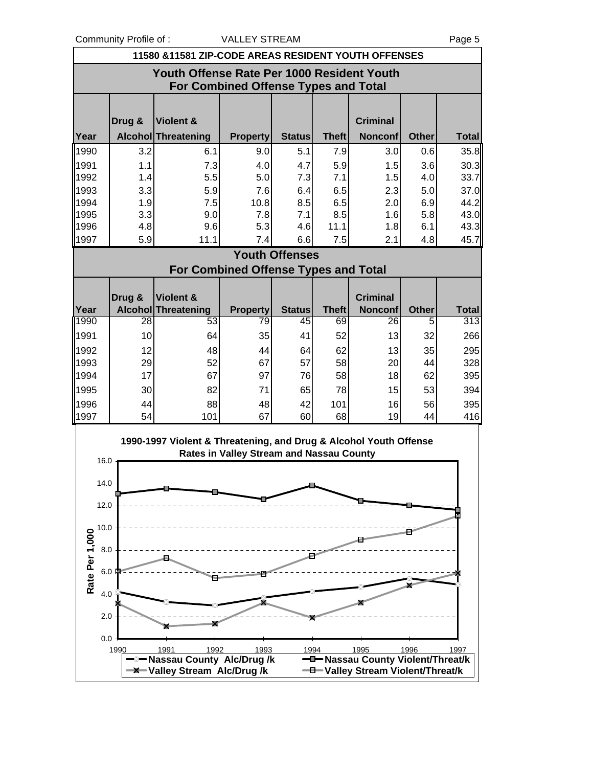## 11580 &11581 ZIP-CODE AREAS RESIDENT YOUTH OFFENSES

### Youth Offense Rate Per 1000 Resident Youth For Combined Offense Types and Total

| Year | Drug & Alcohol | Violent & Threatening | Property | Status | Theft | Criminal Nonconf | Other | Total |
|---|---|---|---|---|---|---|---|---|
| 1990 | 3.2 | 6.1 | 9.0 | 5.1 | 7.9 | 3.0 | 0.6 | 35.8 |
| 1991 | 1.1 | 7.3 | 4.0 | 4.7 | 5.9 | 1.5 | 3.6 | 30.3 |
| 1992 | 1.4 | 5.5 | 5.0 | 7.3 | 7.1 | 1.5 | 4.0 | 33.7 |
| 1993 | 3.3 | 5.9 | 7.6 | 6.4 | 6.5 | 2.3 | 5.0 | 37.0 |
| 1994 | 1.9 | 7.5 | 10.8 | 8.5 | 6.5 | 2.0 | 6.9 | 44.2 |
| 1995 | 3.3 | 9.0 | 7.8 | 7.1 | 8.5 | 1.6 | 5.8 | 43.0 |
| 1996 | 4.8 | 9.6 | 5.3 | 4.6 | 11.1 | 1.8 | 6.1 | 43.3 |
| 1997 | 5.9 | 11.1 | 7.4 | 6.6 | 7.5 | 2.1 | 4.8 | 45.7 |

### Youth Offenses For Combined Offense Types and Total

| Year | Drug & Alcohol | Violent & Threatening | Property | Status | Theft | Criminal Nonconf | Other | Total |
|---|---|---|---|---|---|---|---|---|
| 1990 | 28 | 53 | 79 | 45 | 69 | 26 | 5 | 313 |
| 1991 | 10 | 64 | 35 | 41 | 52 | 13 | 32 | 266 |
| 1992 | 12 | 48 | 44 | 64 | 62 | 13 | 35 | 295 |
| 1993 | 29 | 52 | 67 | 57 | 58 | 20 | 44 | 328 |
| 1994 | 17 | 67 | 97 | 76 | 58 | 18 | 62 | 395 |
| 1995 | 30 | 82 | 71 | 65 | 78 | 15 | 53 | 394 |
| 1996 | 44 | 88 | 48 | 42 | 101 | 16 | 56 | 395 |
| 1997 | 54 | 101 | 67 | 60 | 68 | 19 | 44 | 416 |

**1990-1997 Violent & Threatening, and Drug & Alcohol Youth Offense Rates in Valley Stream and Nassau County**

Rate Per 1,000

Legend: Nassau County Alc/Drug /k; Nassau County Violent/Threat/k; Valley Stream Alc/Drug /k; Valley Stream Violent/Threat/k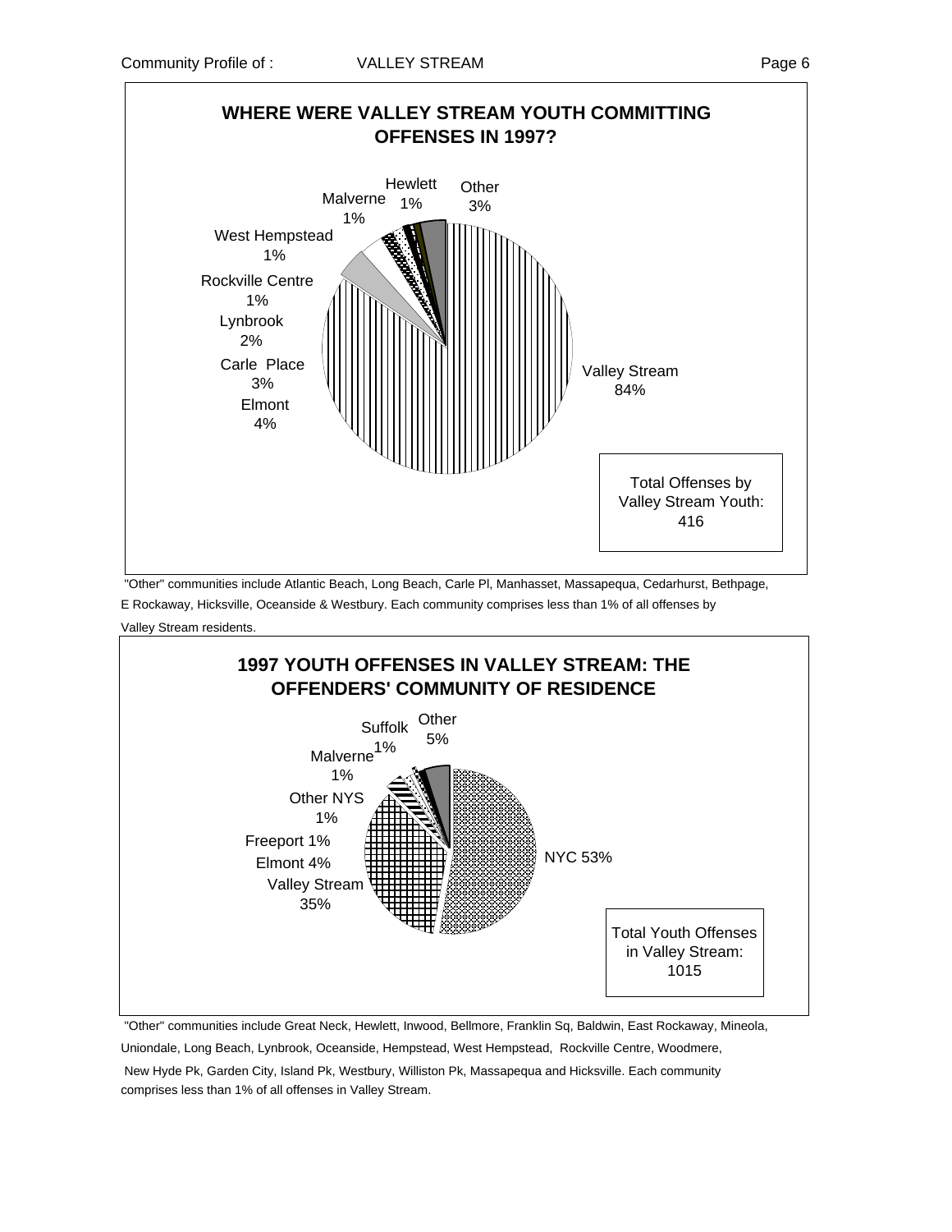## WHERE WERE VALLEY STREAM YOUTH COMMITTING OFFENSES IN 1997?

| Community | Percent |
| --- | --- |
| Valley Stream | 84% |
| Elmont | 4% |
| Carle Place | 3% |
| Lynbrook | 2% |
| Rockville Centre | 1% |
| West Hempstead | 1% |
| Malverne | 1% |
| Hewlett | 1% |
| Other | 3% |

Total Offenses by Valley Stream Youth: 416

"Other" communities include Atlantic Beach, Long Beach, Carle Pl, Manhasset, Massapequa, Cedarhurst, Bethpage, E Rockaway, Hicksville, Oceanside & Westbury. Each community comprises less than 1% of all offenses by Valley Stream residents.

## 1997 YOUTH OFFENSES IN VALLEY STREAM: THE OFFENDERS' COMMUNITY OF RESIDENCE

| Community | Percent |
| --- | --- |
| NYC | 53% |
| Valley Stream | 35% |
| Elmont | 4% |
| Freeport | 1% |
| Other NYS | 1% |
| Malverne | 1% |
| Suffolk | 1% |
| Other | 5% |

Total Youth Offenses in Valley Stream: 1015

"Other" communities include Great Neck, Hewlett, Inwood, Bellmore, Franklin Sq, Baldwin, East Rockaway, Mineola, Uniondale, Long Beach, Lynbrook, Oceanside, Hempstead, West Hempstead, Rockville Centre, Woodmere, New Hyde Pk, Garden City, Island Pk, Westbury, Williston Pk, Massapequa and Hicksville. Each community comprises less than 1% of all offenses in Valley Stream.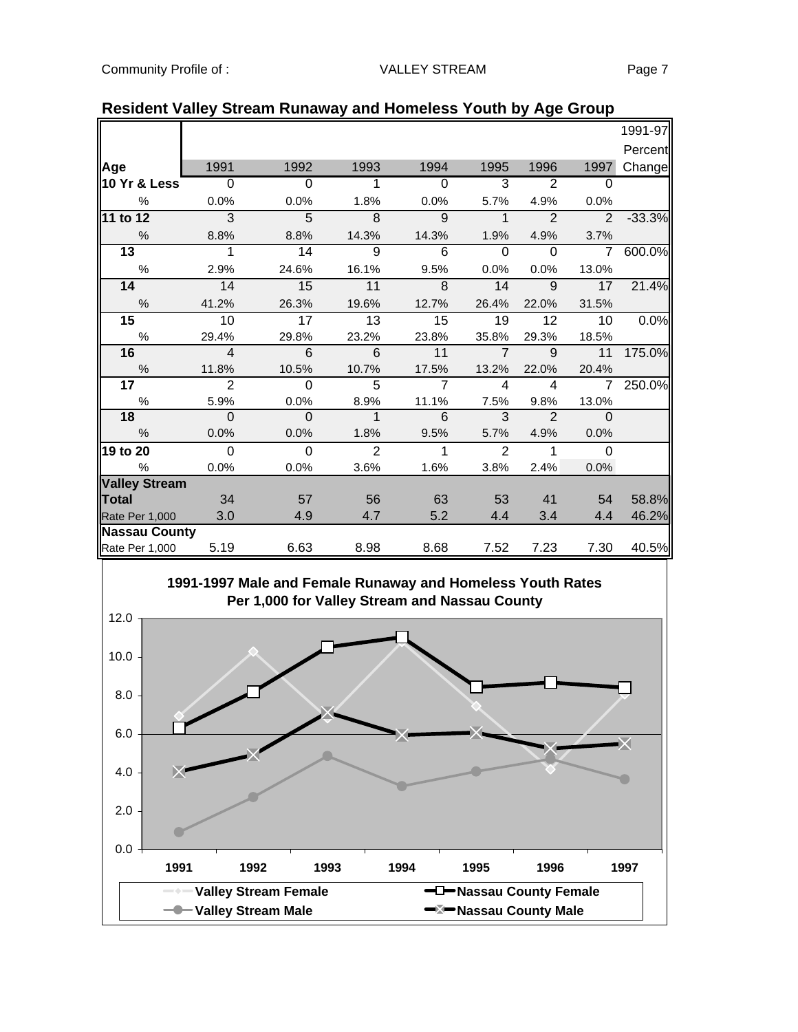## Resident Valley Stream Runaway and Homeless Youth by Age Group

| Age | 1991 | 1992 | 1993 | 1994 | 1995 | 1996 | 1997 | 1991-97 Percent Change |
|---|---|---|---|---|---|---|---|---|
| **10 Yr & Less** | 0 | 0 | 1 | 0 | 3 | 2 | 0 | |
| % | 0.0% | 0.0% | 1.8% | 0.0% | 5.7% | 4.9% | 0.0% | |
| **11 to 12** | 3 | 5 | 8 | 9 | 1 | 2 | 2 | -33.3% |
| % | 8.8% | 8.8% | 14.3% | 14.3% | 1.9% | 4.9% | 3.7% | |
| **13** | 1 | 14 | 9 | 6 | 0 | 0 | 7 | 600.0% |
| % | 2.9% | 24.6% | 16.1% | 9.5% | 0.0% | 0.0% | 13.0% | |
| **14** | 14 | 15 | 11 | 8 | 14 | 9 | 17 | 21.4% |
| % | 41.2% | 26.3% | 19.6% | 12.7% | 26.4% | 22.0% | 31.5% | |
| **15** | 10 | 17 | 13 | 15 | 19 | 12 | 10 | 0.0% |
| % | 29.4% | 29.8% | 23.2% | 23.8% | 35.8% | 29.3% | 18.5% | |
| **16** | 4 | 6 | 6 | 11 | 7 | 9 | 11 | 175.0% |
| % | 11.8% | 10.5% | 10.7% | 17.5% | 13.2% | 22.0% | 20.4% | |
| **17** | 2 | 0 | 5 | 7 | 4 | 4 | 7 | 250.0% |
| % | 5.9% | 0.0% | 8.9% | 11.1% | 7.5% | 9.8% | 13.0% | |
| **18** | 0 | 0 | 1 | 6 | 3 | 2 | 0 | |
| % | 0.0% | 0.0% | 1.8% | 9.5% | 5.7% | 4.9% | 0.0% | |
| **19 to 20** | 0 | 0 | 2 | 1 | 2 | 1 | 0 | |
| % | 0.0% | 0.0% | 3.6% | 1.6% | 3.8% | 2.4% | 0.0% | |
| **Valley Stream Total** | 34 | 57 | 56 | 63 | 53 | 41 | 54 | 58.8% |
| Rate Per 1,000 | 3.0 | 4.9 | 4.7 | 5.2 | 4.4 | 3.4 | 4.4 | 46.2% |
| **Nassau County** | | | | | | | | |
| Rate Per 1,000 | 5.19 | 6.63 | 8.98 | 8.68 | 7.52 | 7.23 | 7.30 | 40.5% |

**1991-1997 Male and Female Runaway and Homeless Youth Rates Per 1,000 for Valley Stream and Nassau County**

Legend: Valley Stream Female, Valley Stream Male, Nassau County Female, Nassau County Male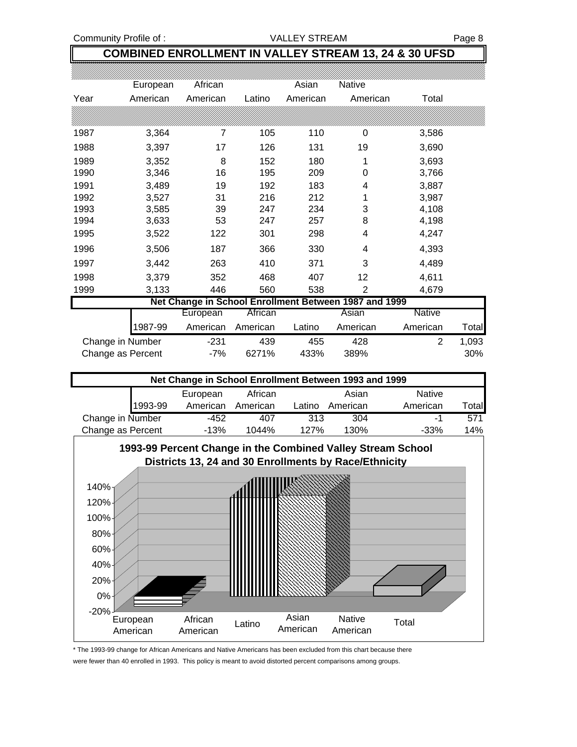# COMBINED ENROLLMENT IN VALLEY STREAM 13, 24 & 30 UFSD

| Year | European American | African American | Latino | Asian American | Native American | Total |
|---|---|---|---|---|---|---|
| 1987 | 3,364 | 7 | 105 | 110 | 0 | 3,586 |
| 1988 | 3,397 | 17 | 126 | 131 | 19 | 3,690 |
| 1989 | 3,352 | 8 | 152 | 180 | 1 | 3,693 |
| 1990 | 3,346 | 16 | 195 | 209 | 0 | 3,766 |
| 1991 | 3,489 | 19 | 192 | 183 | 4 | 3,887 |
| 1992 | 3,527 | 31 | 216 | 212 | 1 | 3,987 |
| 1993 | 3,585 | 39 | 247 | 234 | 3 | 4,108 |
| 1994 | 3,633 | 53 | 247 | 257 | 8 | 4,198 |
| 1995 | 3,522 | 122 | 301 | 298 | 4 | 4,247 |
| 1996 | 3,506 | 187 | 366 | 330 | 4 | 4,393 |
| 1997 | 3,442 | 263 | 410 | 371 | 3 | 4,489 |
| 1998 | 3,379 | 352 | 468 | 407 | 12 | 4,611 |
| 1999 | 3,133 | 446 | 560 | 538 | 2 | 4,679 |

**Net Change in School Enrollment Between 1987 and 1999**

| 1987-99 | European American | African American | Latino | Asian American | Native American | Total |
|---|---|---|---|---|---|---|
| Change in Number | -231 | 439 | 455 | 428 | 2 | 1,093 |
| Change as Percent | -7% | 6271% | 433% | 389% | | 30% |

**Net Change in School Enrollment Between 1993 and 1999**

| 1993-99 | European American | African American | Latino | Asian American | Native American | Total |
|---|---|---|---|---|---|---|
| Change in Number | -452 | 407 | 313 | 304 | -1 | 571 |
| Change as Percent | -13% | 1044% | 127% | 130% | -33% | 14% |

**1993-99 Percent Change in the Combined Valley Stream School Districts 13, 24 and 30 Enrollments by Race/Ethnicity**

\* The 1993-99 change for African Americans and Native Americans has been excluded from this chart because there were fewer than 40 enrolled in 1993. This policy is meant to avoid distorted percent comparisons among groups.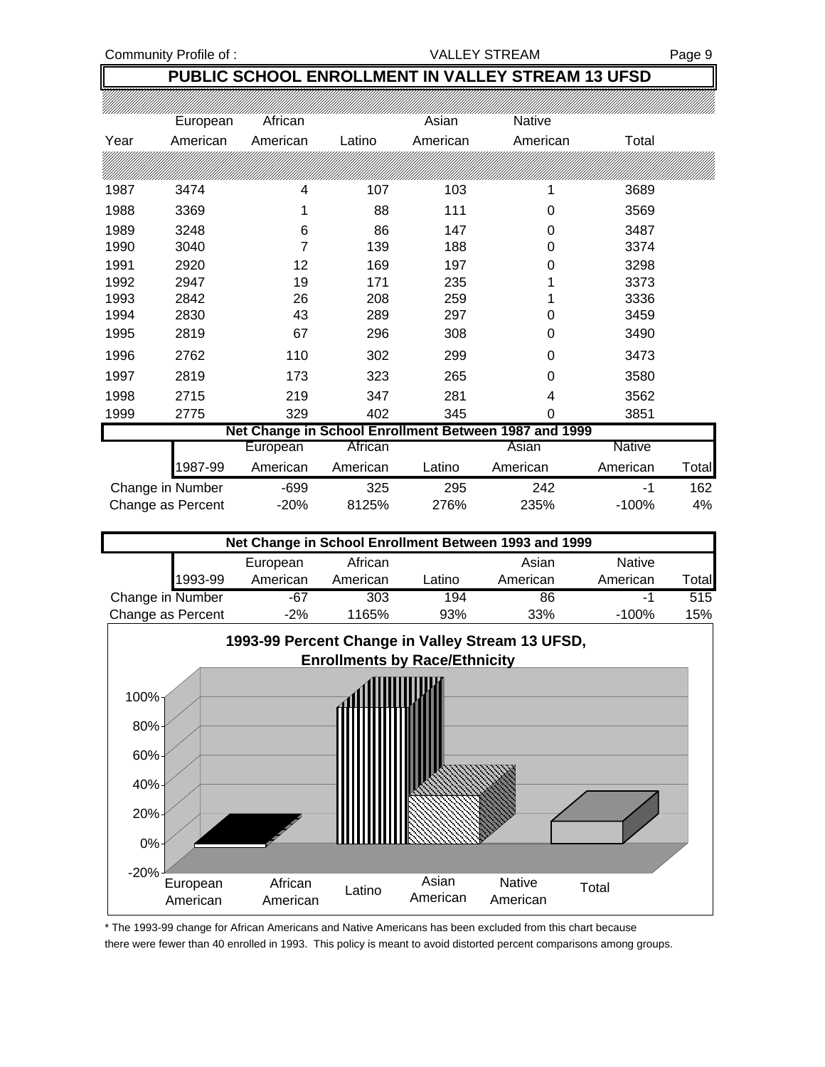## PUBLIC SCHOOL ENROLLMENT IN VALLEY STREAM 13 UFSD

| Year | European American | African American | Latino | Asian American | Native American | Total |
|---|---|---|---|---|---|---|
| 1987 | 3474 | 4 | 107 | 103 | 1 | 3689 |
| 1988 | 3369 | 1 | 88 | 111 | 0 | 3569 |
| 1989 | 3248 | 6 | 86 | 147 | 0 | 3487 |
| 1990 | 3040 | 7 | 139 | 188 | 0 | 3374 |
| 1991 | 2920 | 12 | 169 | 197 | 0 | 3298 |
| 1992 | 2947 | 19 | 171 | 235 | 1 | 3373 |
| 1993 | 2842 | 26 | 208 | 259 | 1 | 3336 |
| 1994 | 2830 | 43 | 289 | 297 | 0 | 3459 |
| 1995 | 2819 | 67 | 296 | 308 | 0 | 3490 |
| 1996 | 2762 | 110 | 302 | 299 | 0 | 3473 |
| 1997 | 2819 | 173 | 323 | 265 | 0 | 3580 |
| 1998 | 2715 | 219 | 347 | 281 | 4 | 3562 |
| 1999 | 2775 | 329 | 402 | 345 | 0 | 3851 |

**Net Change in School Enrollment Between 1987 and 1999**

| 1987-99 | European American | African American | Latino | Asian American | Native American | Total |
|---|---|---|---|---|---|---|
| Change in Number | -699 | 325 | 295 | 242 | -1 | 162 |
| Change as Percent | -20% | 8125% | 276% | 235% | -100% | 4% |

**Net Change in School Enrollment Between 1993 and 1999**

| 1993-99 | European American | African American | Latino | Asian American | Native American | Total |
|---|---|---|---|---|---|---|
| Change in Number | -67 | 303 | 194 | 86 | -1 | 515 |
| Change as Percent | -2% | 1165% | 93% | 33% | -100% | 15% |

**1993-99 Percent Change in Valley Stream 13 UFSD, Enrollments by Race/Ethnicity**

\* The 1993-99 change for African Americans and Native Americans has been excluded from this chart because there were fewer than 40 enrolled in 1993. This policy is meant to avoid distorted percent comparisons among groups.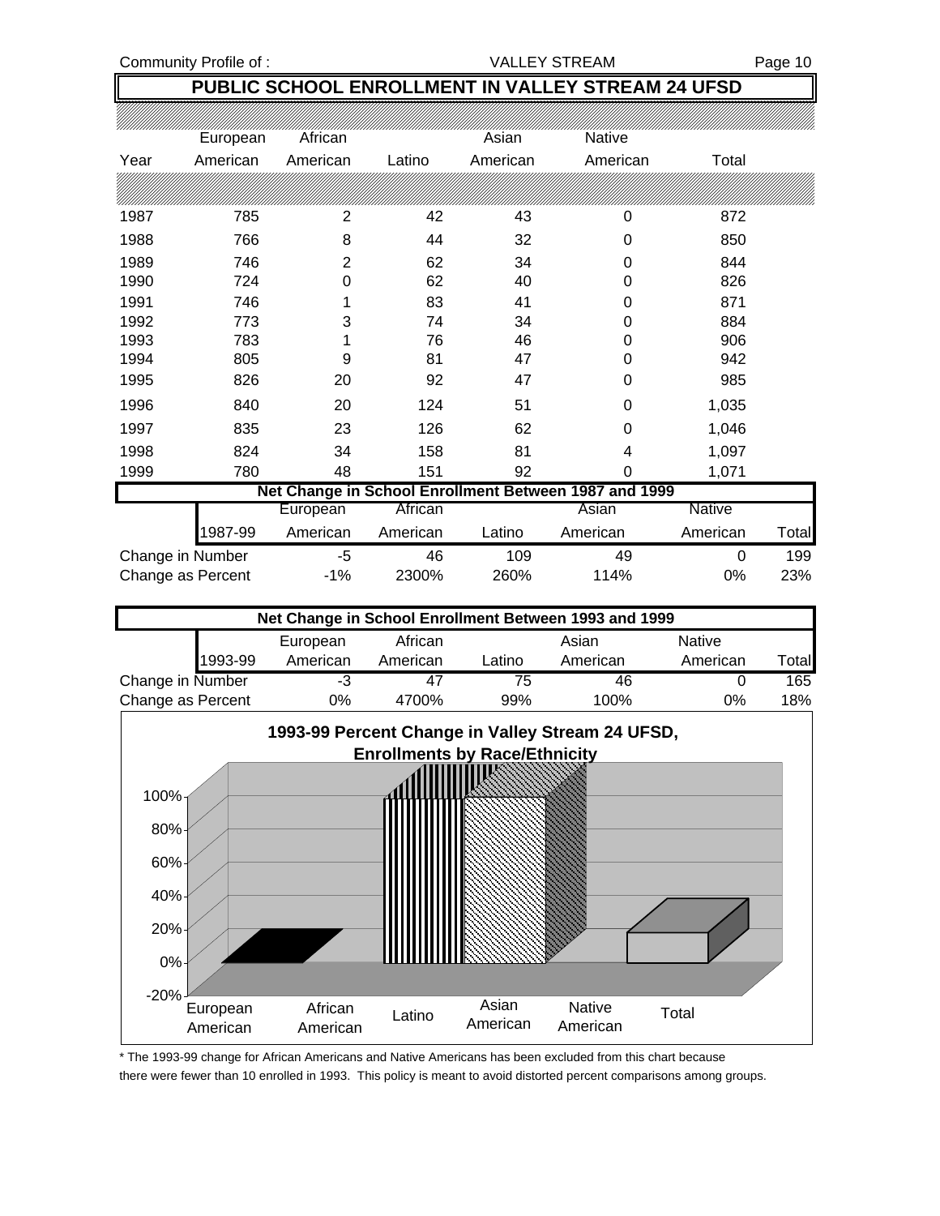## PUBLIC SCHOOL ENROLLMENT IN VALLEY STREAM 24 UFSD

| Year | European American | African American | Latino | Asian American | Native American | Total |
|---|---|---|---|---|---|---|
| 1987 | 785 | 2 | 42 | 43 | 0 | 872 |
| 1988 | 766 | 8 | 44 | 32 | 0 | 850 |
| 1989 | 746 | 2 | 62 | 34 | 0 | 844 |
| 1990 | 724 | 0 | 62 | 40 | 0 | 826 |
| 1991 | 746 | 1 | 83 | 41 | 0 | 871 |
| 1992 | 773 | 3 | 74 | 34 | 0 | 884 |
| 1993 | 783 | 1 | 76 | 46 | 0 | 906 |
| 1994 | 805 | 9 | 81 | 47 | 0 | 942 |
| 1995 | 826 | 20 | 92 | 47 | 0 | 985 |
| 1996 | 840 | 20 | 124 | 51 | 0 | 1,035 |
| 1997 | 835 | 23 | 126 | 62 | 0 | 1,046 |
| 1998 | 824 | 34 | 158 | 81 | 4 | 1,097 |
| 1999 | 780 | 48 | 151 | 92 | 0 | 1,071 |

**Net Change in School Enrollment Between 1987 and 1999**

| 1987-99 | European American | African American | Latino | Asian American | Native American | Total |
|---|---|---|---|---|---|---|
| Change in Number | -5 | 46 | 109 | 49 | 0 | 199 |
| Change as Percent | -1% | 2300% | 260% | 114% | 0% | 23% |

**Net Change in School Enrollment Between 1993 and 1999**

| 1993-99 | European American | African American | Latino | Asian American | Native American | Total |
|---|---|---|---|---|---|---|
| Change in Number | -3 | 47 | 75 | 46 | 0 | 165 |
| Change as Percent | 0% | 4700% | 99% | 100% | 0% | 18% |

**1993-99 Percent Change in Valley Stream 24 UFSD, Enrollments by Race/Ethnicity**

\* The 1993-99 change for African Americans and Native Americans has been excluded from this chart because there were fewer than 10 enrolled in 1993. This policy is meant to avoid distorted percent comparisons among groups.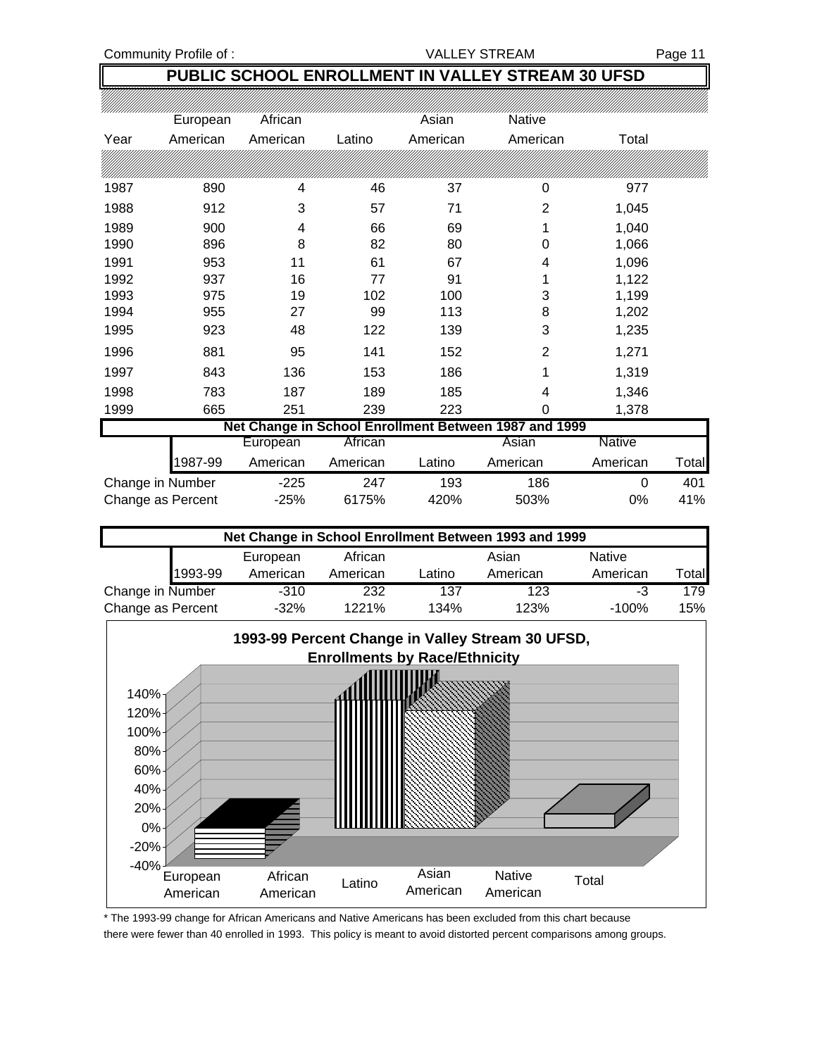# PUBLIC SCHOOL ENROLLMENT IN VALLEY STREAM 30 UFSD

| Year | European American | African American | Latino | Asian American | Native American | Total |
|---|---|---|---|---|---|---|
| 1987 | 890 | 4 | 46 | 37 | 0 | 977 |
| 1988 | 912 | 3 | 57 | 71 | 2 | 1,045 |
| 1989 | 900 | 4 | 66 | 69 | 1 | 1,040 |
| 1990 | 896 | 8 | 82 | 80 | 0 | 1,066 |
| 1991 | 953 | 11 | 61 | 67 | 4 | 1,096 |
| 1992 | 937 | 16 | 77 | 91 | 1 | 1,122 |
| 1993 | 975 | 19 | 102 | 100 | 3 | 1,199 |
| 1994 | 955 | 27 | 99 | 113 | 8 | 1,202 |
| 1995 | 923 | 48 | 122 | 139 | 3 | 1,235 |
| 1996 | 881 | 95 | 141 | 152 | 2 | 1,271 |
| 1997 | 843 | 136 | 153 | 186 | 1 | 1,319 |
| 1998 | 783 | 187 | 189 | 185 | 4 | 1,346 |
| 1999 | 665 | 251 | 239 | 223 | 0 | 1,378 |

**Net Change in School Enrollment Between 1987 and 1999**

| 1987-99 | European American | African American | Latino | Asian American | Native American | Total |
|---|---|---|---|---|---|---|
| Change in Number | -225 | 247 | 193 | 186 | 0 | 401 |
| Change as Percent | -25% | 6175% | 420% | 503% | 0% | 41% |

**Net Change in School Enrollment Between 1993 and 1999**

| 1993-99 | European American | African American | Latino | Asian American | Native American | Total |
|---|---|---|---|---|---|---|
| Change in Number | -310 | 232 | 137 | 123 | -3 | 179 |
| Change as Percent | -32% | 1221% | 134% | 123% | -100% | 15% |

**1993-99 Percent Change in Valley Stream 30 UFSD, Enrollments by Race/Ethnicity**

\* The 1993-99 change for African Americans and Native Americans has been excluded from this chart because there were fewer than 40 enrolled in 1993. This policy is meant to avoid distorted percent comparisons among groups.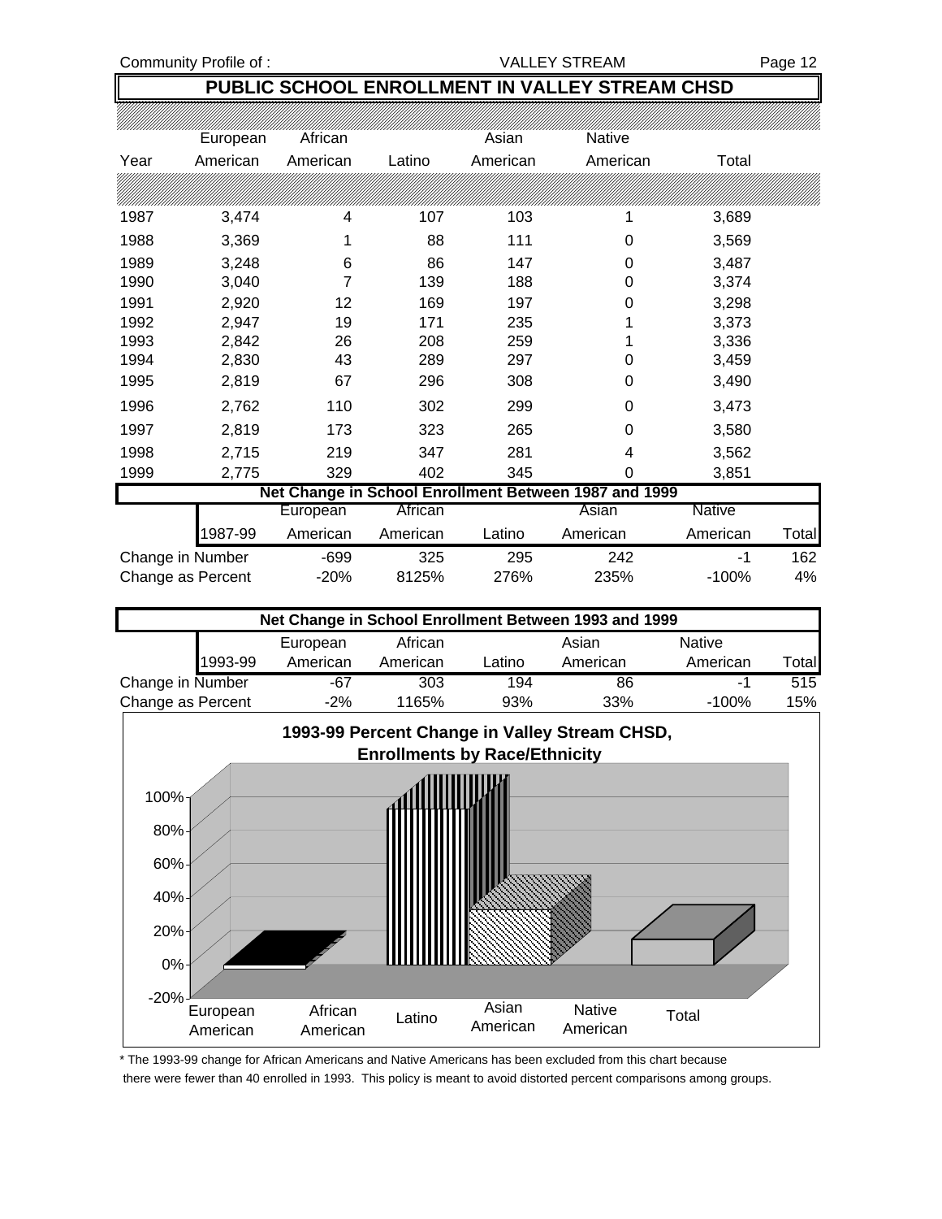# PUBLIC SCHOOL ENROLLMENT IN VALLEY STREAM CHSD

| Year | European American | African American | Latino | Asian American | Native American | Total |
|---|---|---|---|---|---|---|
| 1987 | 3,474 | 4 | 107 | 103 | 1 | 3,689 |
| 1988 | 3,369 | 1 | 88 | 111 | 0 | 3,569 |
| 1989 | 3,248 | 6 | 86 | 147 | 0 | 3,487 |
| 1990 | 3,040 | 7 | 139 | 188 | 0 | 3,374 |
| 1991 | 2,920 | 12 | 169 | 197 | 0 | 3,298 |
| 1992 | 2,947 | 19 | 171 | 235 | 1 | 3,373 |
| 1993 | 2,842 | 26 | 208 | 259 | 1 | 3,336 |
| 1994 | 2,830 | 43 | 289 | 297 | 0 | 3,459 |
| 1995 | 2,819 | 67 | 296 | 308 | 0 | 3,490 |
| 1996 | 2,762 | 110 | 302 | 299 | 0 | 3,473 |
| 1997 | 2,819 | 173 | 323 | 265 | 0 | 3,580 |
| 1998 | 2,715 | 219 | 347 | 281 | 4 | 3,562 |
| 1999 | 2,775 | 329 | 402 | 345 | 0 | 3,851 |

**Net Change in School Enrollment Between 1987 and 1999**

| 1987-99 | European American | African American | Latino | Asian American | Native American | Total |
|---|---|---|---|---|---|---|
| Change in Number | -699 | 325 | 295 | 242 | -1 | 162 |
| Change as Percent | -20% | 8125% | 276% | 235% | -100% | 4% |

**Net Change in School Enrollment Between 1993 and 1999**

| 1993-99 | European American | African American | Latino | Asian American | Native American | Total |
|---|---|---|---|---|---|---|
| Change in Number | -67 | 303 | 194 | 86 | -1 | 515 |
| Change as Percent | -2% | 1165% | 93% | 33% | -100% | 15% |

**1993-99 Percent Change in Valley Stream CHSD, Enrollments by Race/Ethnicity**

* The 1993-99 change for African Americans and Native Americans has been excluded from this chart because there were fewer than 40 enrolled in 1993. This policy is meant to avoid distorted percent comparisons among groups.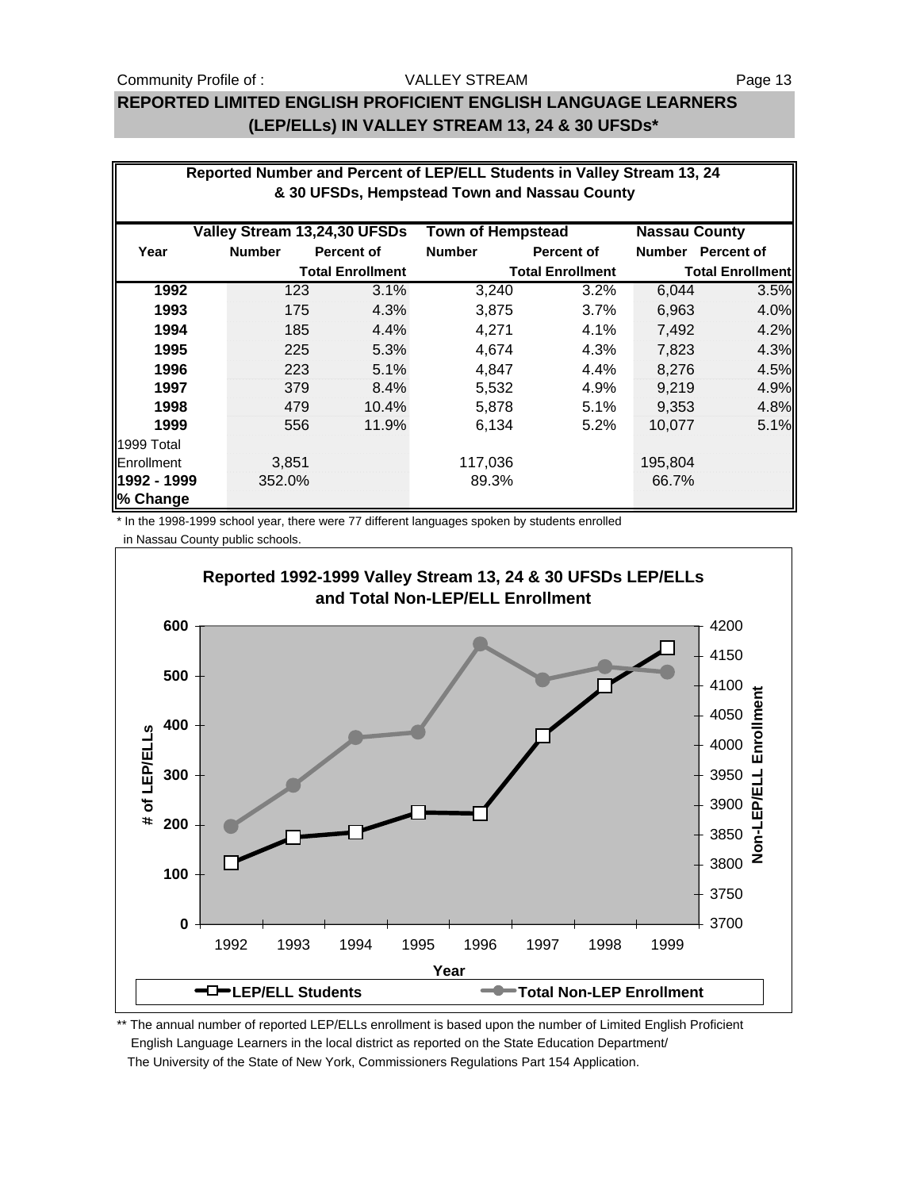## REPORTED LIMITED ENGLISH PROFICIENT ENGLISH LANGUAGE LEARNERS (LEP/ELLs) IN VALLEY STREAM 13, 24 & 30 UFSDs*

**Reported Number and Percent of LEP/ELL Students in Valley Stream 13, 24 & 30 UFSDs, Hempstead Town and Nassau County**

| Year | Valley Stream 13,24,30 UFSDs | | Town of Hempstead | | Nassau County | |
|---|---|---|---|---|---|---|
| | Number | Percent of Total Enrollment | Number | Percent of Total Enrollment | Number | Percent of Total Enrollment |
| **1992** | 123 | 3.1% | 3,240 | 3.2% | 6,044 | 3.5% |
| **1993** | 175 | 4.3% | 3,875 | 3.7% | 6,963 | 4.0% |
| **1994** | 185 | 4.4% | 4,271 | 4.1% | 7,492 | 4.2% |
| **1995** | 225 | 5.3% | 4,674 | 4.3% | 7,823 | 4.3% |
| **1996** | 223 | 5.1% | 4,847 | 4.4% | 8,276 | 4.5% |
| **1997** | 379 | 8.4% | 5,532 | 4.9% | 9,219 | 4.9% |
| **1998** | 479 | 10.4% | 5,878 | 5.1% | 9,353 | 4.8% |
| **1999** | 556 | 11.9% | 6,134 | 5.2% | 10,077 | 5.1% |
| 1999 Total Enrollment | 3,851 | | 117,036 | | 195,804 | |
| **1992 - 1999 % Change** | 352.0% | | 89.3% | | 66.7% | |

* In the 1998-1999 school year, there were 77 different languages spoken by students enrolled in Nassau County public schools.

**Reported 1992-1999 Valley Stream 13, 24 & 30 UFSDs LEP/ELLs and Total Non-LEP/ELL Enrollment**

** The annual number of reported LEP/ELLs enrollment is based upon the number of Limited English Proficient English Language Learners in the local district as reported on the State Education Department/ The University of the State of New York, Commissioners Regulations Part 154 Application.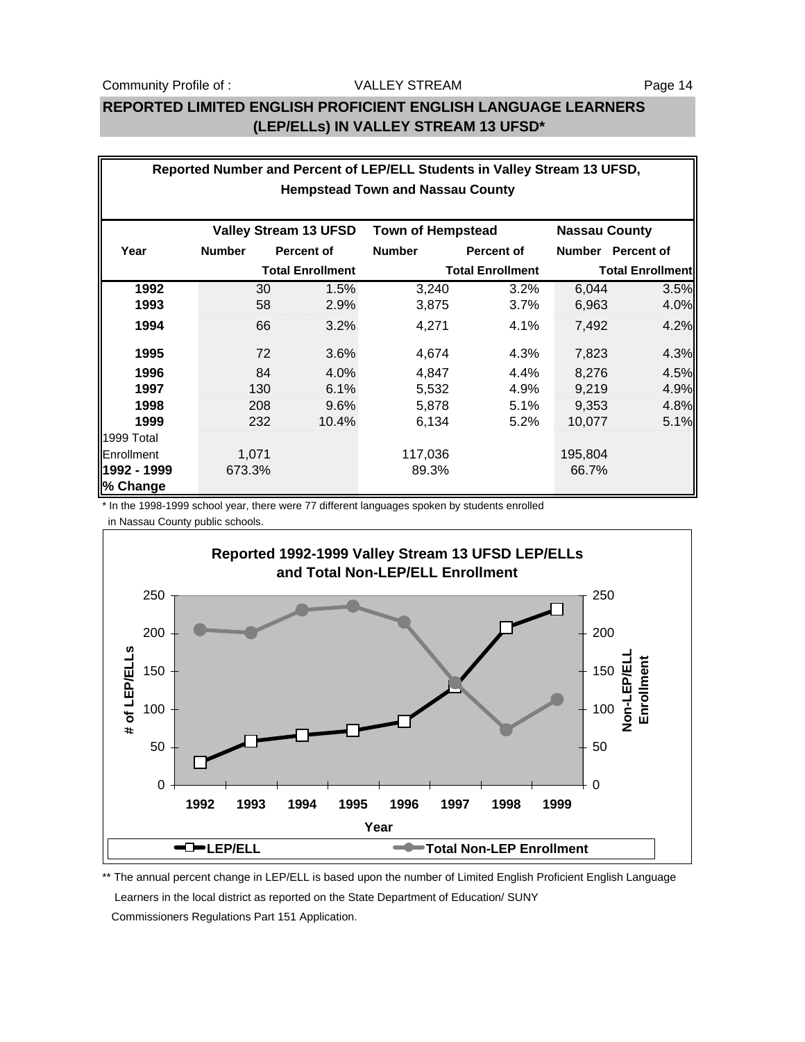# REPORTED LIMITED ENGLISH PROFICIENT ENGLISH LANGUAGE LEARNERS (LEP/ELLs) IN VALLEY STREAM 13 UFSD*

**Reported Number and Percent of LEP/ELL Students in Valley Stream 13 UFSD, Hempstead Town and Nassau County**

| | Valley Stream 13 UFSD | | Town of Hempstead | | Nassau County | |
|---|---|---|---|---|---|---|
| **Year** | **Number** | **Percent of Total Enrollment** | **Number** | **Percent of Total Enrollment** | **Number** | **Percent of Total Enrollment** |
| **1992** | 30 | 1.5% | 3,240 | 3.2% | 6,044 | 3.5% |
| **1993** | 58 | 2.9% | 3,875 | 3.7% | 6,963 | 4.0% |
| **1994** | 66 | 3.2% | 4,271 | 4.1% | 7,492 | 4.2% |
| **1995** | 72 | 3.6% | 4,674 | 4.3% | 7,823 | 4.3% |
| **1996** | 84 | 4.0% | 4,847 | 4.4% | 8,276 | 4.5% |
| **1997** | 130 | 6.1% | 5,532 | 4.9% | 9,219 | 4.9% |
| **1998** | 208 | 9.6% | 5,878 | 5.1% | 9,353 | 4.8% |
| **1999** | 232 | 10.4% | 6,134 | 5.2% | 10,077 | 5.1% |
| 1999 Total Enrollment | 1,071 | | 117,036 | | 195,804 | |
| **1992 - 1999 % Change** | 673.3% | | 89.3% | | 66.7% | |

\* In the 1998-1999 school year, there were 77 different languages spoken by students enrolled in Nassau County public schools.

**Reported 1992-1999 Valley Stream 13 UFSD LEP/ELLs and Total Non-LEP/ELL Enrollment**

\*\* The annual percent change in LEP/ELL is based upon the number of Limited English Proficient English Language Learners in the local district as reported on the State Department of Education/ SUNY Commissioners Regulations Part 151 Application.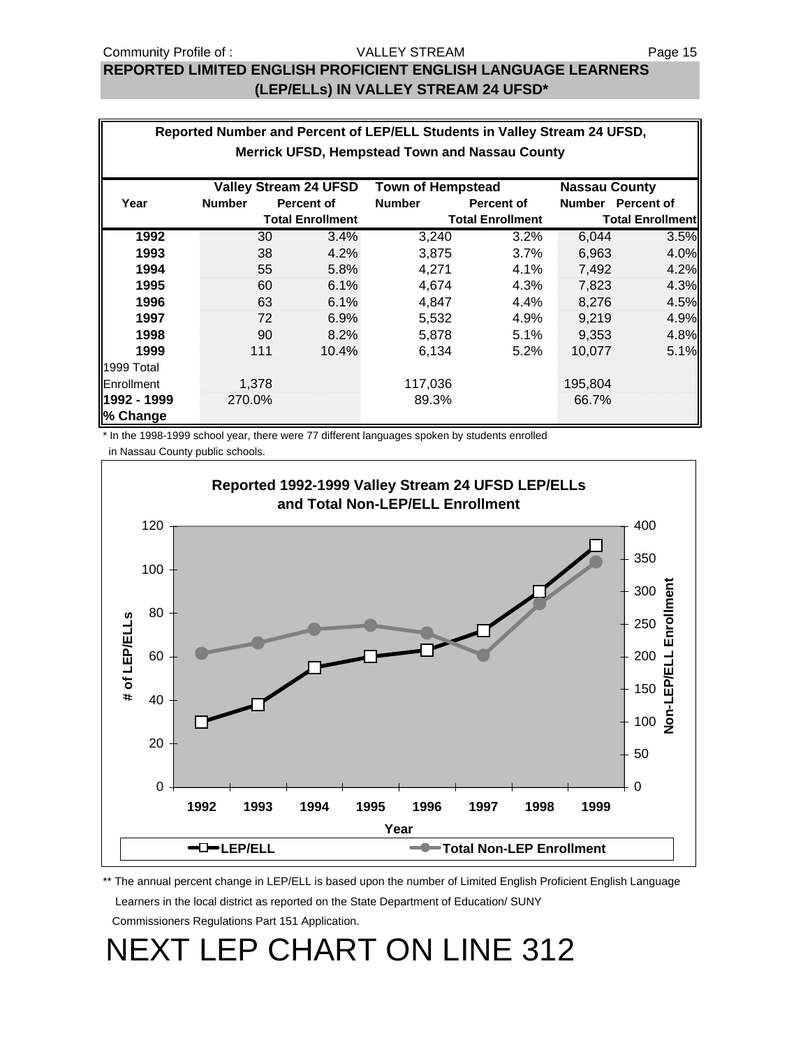## REPORTED LIMITED ENGLISH PROFICIENT ENGLISH LANGUAGE LEARNERS (LEP/ELLs) IN VALLEY STREAM 24 UFSD*

**Reported Number and Percent of LEP/ELL Students in Valley Stream 24 UFSD, Merrick UFSD, Hempstead Town and Nassau County**

| Year | Valley Stream 24 UFSD Number | Valley Stream 24 UFSD Percent of Total Enrollment | Town of Hempstead Number | Town of Hempstead Percent of Total Enrollment | Nassau County Number | Nassau County Percent of Total Enrollment |
|---|---|---|---|---|---|---|
| 1992 | 30 | 3.4% | 3,240 | 3.2% | 6,044 | 3.5% |
| 1993 | 38 | 4.2% | 3,875 | 3.7% | 6,963 | 4.0% |
| 1994 | 55 | 5.8% | 4,271 | 4.1% | 7,492 | 4.2% |
| 1995 | 60 | 6.1% | 4,674 | 4.3% | 7,823 | 4.3% |
| 1996 | 63 | 6.1% | 4,847 | 4.4% | 8,276 | 4.5% |
| 1997 | 72 | 6.9% | 5,532 | 4.9% | 9,219 | 4.9% |
| 1998 | 90 | 8.2% | 5,878 | 5.1% | 9,353 | 4.8% |
| 1999 | 111 | 10.4% | 6,134 | 5.2% | 10,077 | 5.1% |
| 1999 Total Enrollment | 1,378 | | 117,036 | | 195,804 | |
| 1992 - 1999 % Change | 270.0% | | 89.3% | | 66.7% | |

\* In the 1998-1999 school year, there were 77 different languages spoken by students enrolled in Nassau County public schools.

**Reported 1992-1999 Valley Stream 24 UFSD LEP/ELLs and Total Non-LEP/ELL Enrollment**

| Year | LEP/ELL | Total Non-LEP Enrollment (approx.) |
|---|---|---|
| 1992 | 30 | 205 |
| 1993 | 38 | 221 |
| 1994 | 55 | 242 |
| 1995 | 60 | 248 |
| 1996 | 63 | 236 |
| 1997 | 72 | 203 |
| 1998 | 90 | 281 |
| 1999 | 111 | 346 |

\*\* The annual percent change in LEP/ELL is based upon the number of Limited English Proficient English Language Learners in the local district as reported on the State Department of Education/ SUNY Commissioners Regulations Part 151 Application.

# NEXT LEP CHART ON LINE 312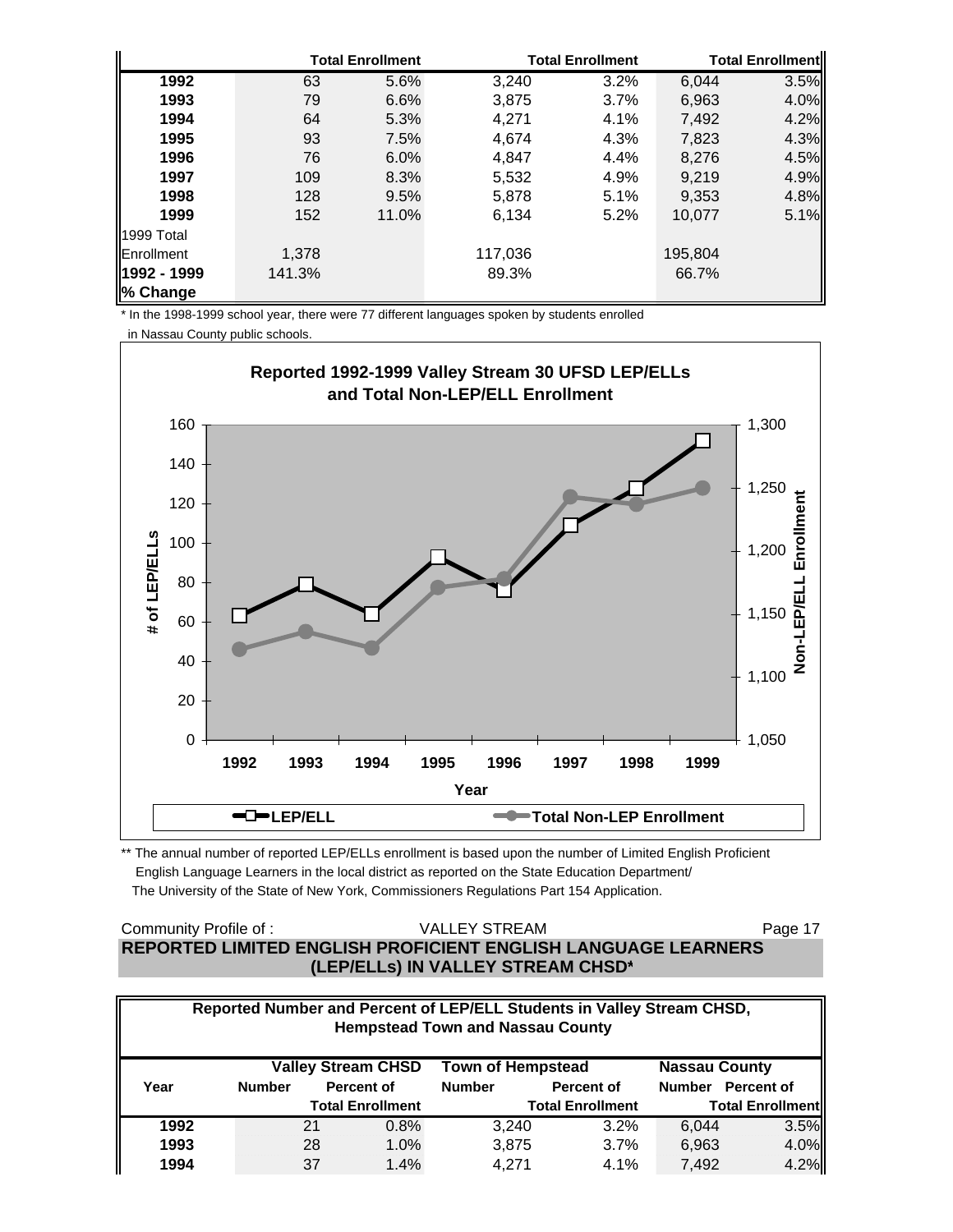| | | Total Enrollment | | Total Enrollment | | Total Enrollment |
|---|---|---|---|---|---|---|
| **1992** | 63 | 5.6% | 3,240 | 3.2% | 6,044 | 3.5% |
| **1993** | 79 | 6.6% | 3,875 | 3.7% | 6,963 | 4.0% |
| **1994** | 64 | 5.3% | 4,271 | 4.1% | 7,492 | 4.2% |
| **1995** | 93 | 7.5% | 4,674 | 4.3% | 7,823 | 4.3% |
| **1996** | 76 | 6.0% | 4,847 | 4.4% | 8,276 | 4.5% |
| **1997** | 109 | 8.3% | 5,532 | 4.9% | 9,219 | 4.9% |
| **1998** | 128 | 9.5% | 5,878 | 5.1% | 9,353 | 4.8% |
| **1999** | 152 | 11.0% | 6,134 | 5.2% | 10,077 | 5.1% |
| 1999 Total Enrollment | 1,378 | | 117,036 | | 195,804 | |
| **1992 - 1999 % Change** | 141.3% | | 89.3% | | 66.7% | |

* In the 1998-1999 school year, there were 77 different languages spoken by students enrolled in Nassau County public schools.

**Reported 1992-1999 Valley Stream 30 UFSD LEP/ELLs and Total Non-LEP/ELL Enrollment**

| Year | 1992 | 1993 | 1994 | 1995 | 1996 | 1997 | 1998 | 1999 |
|---|---|---|---|---|---|---|---|---|
| LEP/ELL | 63 | 79 | 64 | 93 | 76 | 109 | 128 | 152 |

Legend: LEP/ELL; Total Non-LEP Enrollment

** The annual number of reported LEP/ELLs enrollment is based upon the number of Limited English Proficient English Language Learners in the local district as reported on the State Education Department/ The University of the State of New York, Commissioners Regulations Part 154 Application.

Community Profile of : VALLEY STREAM

## REPORTED LIMITED ENGLISH PROFICIENT ENGLISH LANGUAGE LEARNERS (LEP/ELLs) IN VALLEY STREAM CHSD*

**Reported Number and Percent of LEP/ELL Students in Valley Stream CHSD, Hempstead Town and Nassau County**

| | Valley Stream CHSD | | Town of Hempstead | | Nassau County | |
|---|---|---|---|---|---|---|
| Year | Number | Percent of Total Enrollment | Number | Percent of Total Enrollment | Number | Percent of Total Enrollment |
| **1992** | 21 | 0.8% | 3,240 | 3.2% | 6,044 | 3.5% |
| **1993** | 28 | 1.0% | 3,875 | 3.7% | 6,963 | 4.0% |
| **1994** | 37 | 1.4% | 4,271 | 4.1% | 7,492 | 4.2% |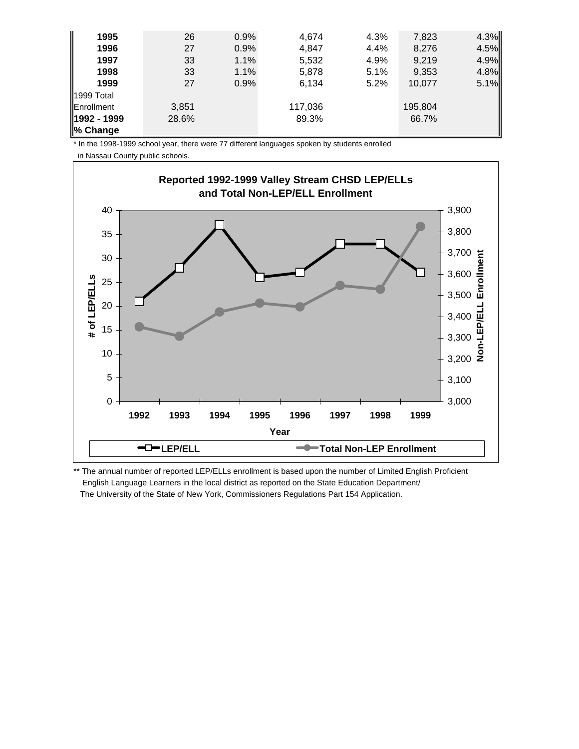| | | | | | | |
|---|---|---|---|---|---|---|
| **1995** | 26 | 0.9% | 4,674 | 4.3% | 7,823 | 4.3% |
| **1996** | 27 | 0.9% | 4,847 | 4.4% | 8,276 | 4.5% |
| **1997** | 33 | 1.1% | 5,532 | 4.9% | 9,219 | 4.9% |
| **1998** | 33 | 1.1% | 5,878 | 5.1% | 9,353 | 4.8% |
| **1999** | 27 | 0.9% | 6,134 | 5.2% | 10,077 | 5.1% |
| 1999 Total Enrollment | 3,851 | | 117,036 | | 195,804 | |
| **1992 - 1999 % Change** | 28.6% | | 89.3% | | 66.7% | |

* In the 1998-1999 school year, there were 77 different languages spoken by students enrolled in Nassau County public schools.

**Reported 1992-1999 Valley Stream CHSD LEP/ELLs and Total Non-LEP/ELL Enrollment**

** The annual number of reported LEP/ELLs enrollment is based upon the number of Limited English Proficient English Language Learners in the local district as reported on the State Education Department/ The University of the State of New York, Commissioners Regulations Part 154 Application.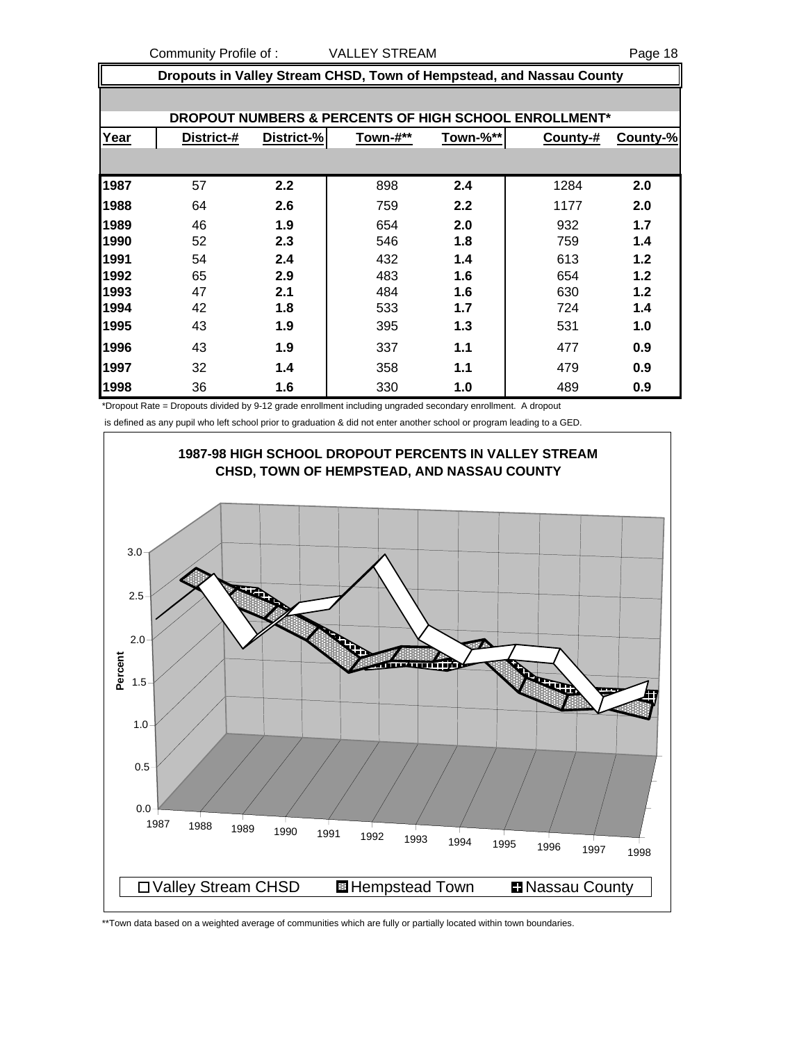## Dropouts in Valley Stream CHSD, Town of Hempstead, and Nassau County

### DROPOUT NUMBERS & PERCENTS OF HIGH SCHOOL ENROLLMENT*

| Year | District-# | District-% | Town-#** | Town-%** | County-# | County-% |
|---|---|---|---|---|---|---|
| 1987 | 57 | 2.2 | 898 | 2.4 | 1284 | 2.0 |
| 1988 | 64 | 2.6 | 759 | 2.2 | 1177 | 2.0 |
| 1989 | 46 | 1.9 | 654 | 2.0 | 932 | 1.7 |
| 1990 | 52 | 2.3 | 546 | 1.8 | 759 | 1.4 |
| 1991 | 54 | 2.4 | 432 | 1.4 | 613 | 1.2 |
| 1992 | 65 | 2.9 | 483 | 1.6 | 654 | 1.2 |
| 1993 | 47 | 2.1 | 484 | 1.6 | 630 | 1.2 |
| 1994 | 42 | 1.8 | 533 | 1.7 | 724 | 1.4 |
| 1995 | 43 | 1.9 | 395 | 1.3 | 531 | 1.0 |
| 1996 | 43 | 1.9 | 337 | 1.1 | 477 | 0.9 |
| 1997 | 32 | 1.4 | 358 | 1.1 | 479 | 0.9 |
| 1998 | 36 | 1.6 | 330 | 1.0 | 489 | 0.9 |

*Dropout Rate = Dropouts divided by 9-12 grade enrollment including ungraded secondary enrollment. A dropout is defined as any pupil who left school prior to graduation & did not enter another school or program leading to a GED.

**1987-98 HIGH SCHOOL DROPOUT PERCENTS IN VALLEY STREAM CHSD, TOWN OF HEMPSTEAD, AND NASSAU COUNTY**

**Town data based on a weighted average of communities which are fully or partially located within town boundaries.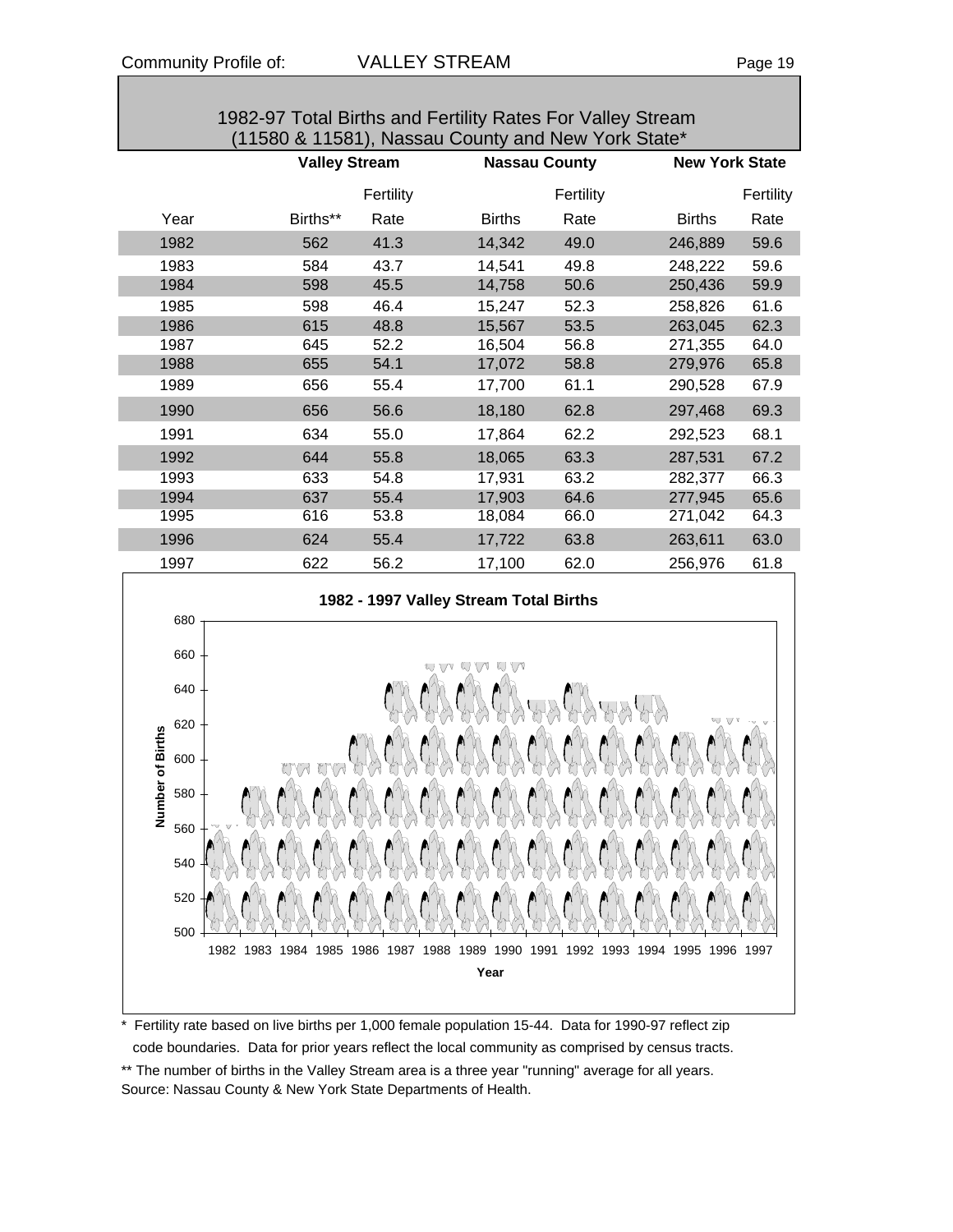## 1982-97 Total Births and Fertility Rates For Valley Stream (11580 & 11581), Nassau County and New York State*

| | Valley Stream | | Nassau County | | New York State | |
|---|---|---|---|---|---|---|
| Year | Births** | Fertility Rate | Births | Fertility Rate | Births | Fertility Rate |
| 1982 | 562 | 41.3 | 14,342 | 49.0 | 246,889 | 59.6 |
| 1983 | 584 | 43.7 | 14,541 | 49.8 | 248,222 | 59.6 |
| 1984 | 598 | 45.5 | 14,758 | 50.6 | 250,436 | 59.9 |
| 1985 | 598 | 46.4 | 15,247 | 52.3 | 258,826 | 61.6 |
| 1986 | 615 | 48.8 | 15,567 | 53.5 | 263,045 | 62.3 |
| 1987 | 645 | 52.2 | 16,504 | 56.8 | 271,355 | 64.0 |
| 1988 | 655 | 54.1 | 17,072 | 58.8 | 279,976 | 65.8 |
| 1989 | 656 | 55.4 | 17,700 | 61.1 | 290,528 | 67.9 |
| 1990 | 656 | 56.6 | 18,180 | 62.8 | 297,468 | 69.3 |
| 1991 | 634 | 55.0 | 17,864 | 62.2 | 292,523 | 68.1 |
| 1992 | 644 | 55.8 | 18,065 | 63.3 | 287,531 | 67.2 |
| 1993 | 633 | 54.8 | 17,931 | 63.2 | 282,377 | 66.3 |
| 1994 | 637 | 55.4 | 17,903 | 64.6 | 277,945 | 65.6 |
| 1995 | 616 | 53.8 | 18,084 | 66.0 | 271,042 | 64.3 |
| 1996 | 624 | 55.4 | 17,722 | 63.8 | 263,611 | 63.0 |
| 1997 | 622 | 56.2 | 17,100 | 62.0 | 256,976 | 61.8 |

**1982 - 1997 Valley Stream Total Births**

* Fertility rate based on live births per 1,000 female population 15-44. Data for 1990-97 reflect zip code boundaries. Data for prior years reflect the local community as comprised by census tracts.

** The number of births in the Valley Stream area is a three year "running" average for all years.

Source: Nassau County & New York State Departments of Health.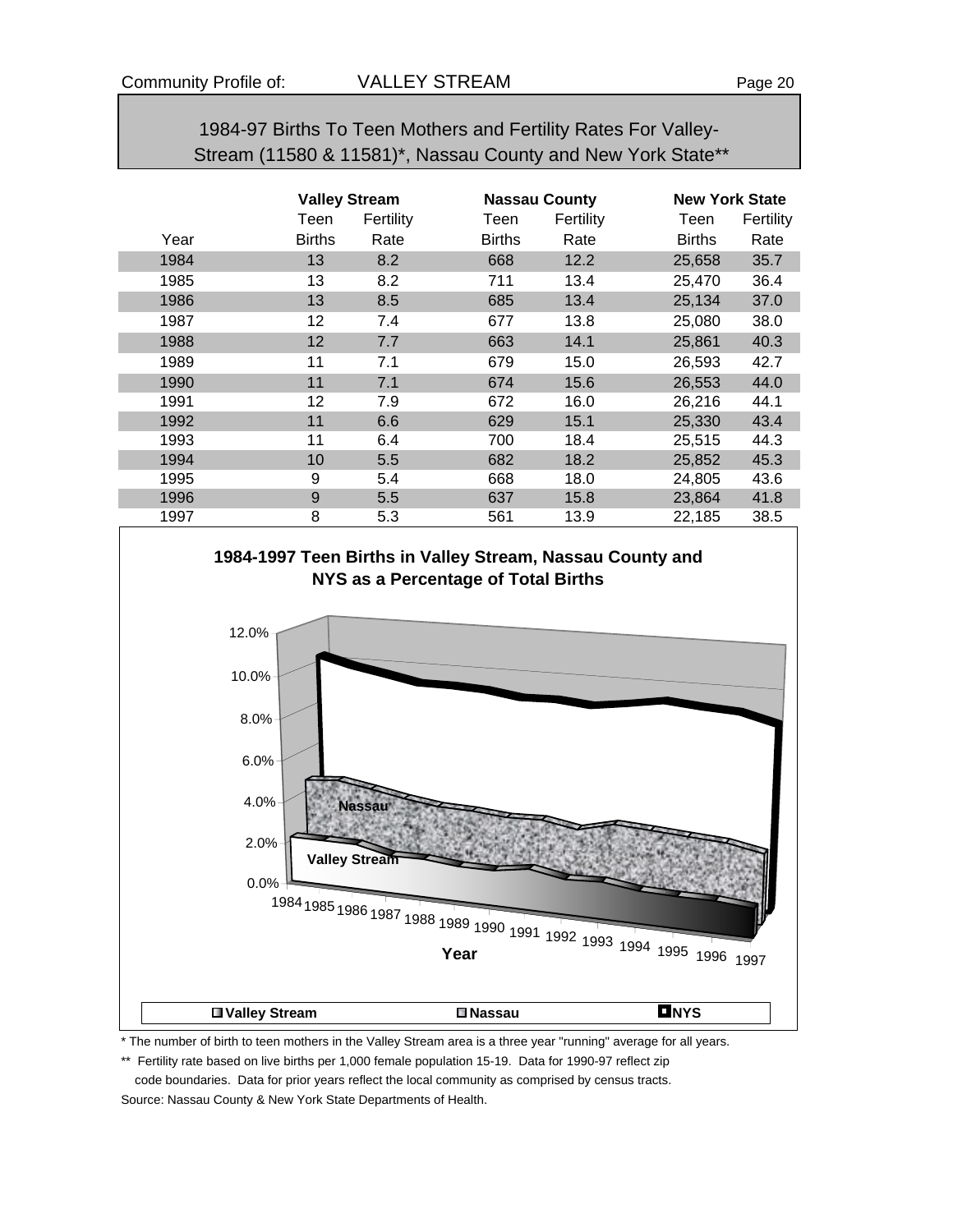## 1984-97 Births To Teen Mothers and Fertility Rates For Valley-Stream (11580 & 11581)*, Nassau County and New York State**

| | Valley Stream | | Nassau County | | New York State | |
|---|---|---|---|---|---|---|
| | Teen | Fertility | Teen | Fertility | Teen | Fertility |
| Year | Births | Rate | Births | Rate | Births | Rate |
| 1984 | 13 | 8.2 | 668 | 12.2 | 25,658 | 35.7 |
| 1985 | 13 | 8.2 | 711 | 13.4 | 25,470 | 36.4 |
| 1986 | 13 | 8.5 | 685 | 13.4 | 25,134 | 37.0 |
| 1987 | 12 | 7.4 | 677 | 13.8 | 25,080 | 38.0 |
| 1988 | 12 | 7.7 | 663 | 14.1 | 25,861 | 40.3 |
| 1989 | 11 | 7.1 | 679 | 15.0 | 26,593 | 42.7 |
| 1990 | 11 | 7.1 | 674 | 15.6 | 26,553 | 44.0 |
| 1991 | 12 | 7.9 | 672 | 16.0 | 26,216 | 44.1 |
| 1992 | 11 | 6.6 | 629 | 15.1 | 25,330 | 43.4 |
| 1993 | 11 | 6.4 | 700 | 18.4 | 25,515 | 44.3 |
| 1994 | 10 | 5.5 | 682 | 18.2 | 25,852 | 45.3 |
| 1995 | 9 | 5.4 | 668 | 18.0 | 24,805 | 43.6 |
| 1996 | 9 | 5.5 | 637 | 15.8 | 23,864 | 41.8 |
| 1997 | 8 | 5.3 | 561 | 13.9 | 22,185 | 38.5 |

**1984-1997 Teen Births in Valley Stream, Nassau County and NYS as a Percentage of Total Births**

\* The number of birth to teen mothers in the Valley Stream area is a three year "running" average for all years.

\*\* Fertility rate based on live births per 1,000 female population 15-19. Data for 1990-97 reflect zip code boundaries. Data for prior years reflect the local community as comprised by census tracts.

Source: Nassau County & New York State Departments of Health.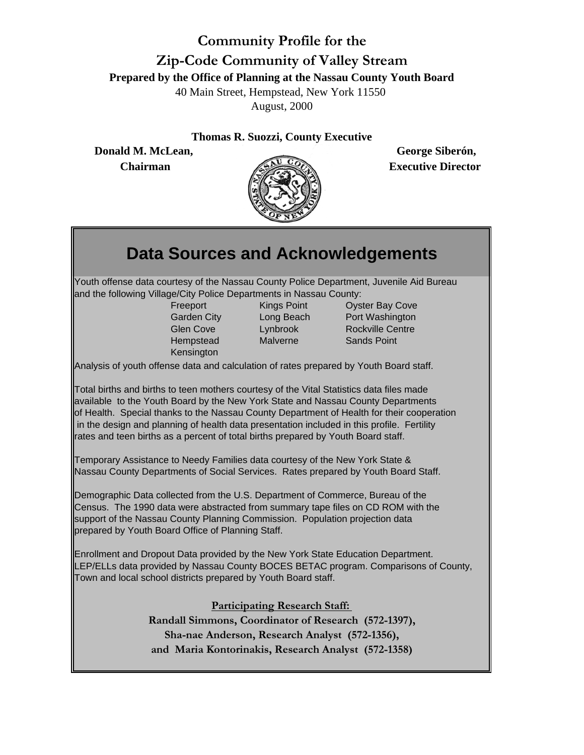# Community Profile for the Zip-Code Community of Valley Stream

**Prepared by the Office of Planning at the Nassau County Youth Board**

40 Main Street, Hempstead, New York 11550

August, 2000

**Thomas R. Suozzi, County Executive**

**Donald M. McLean, Chairman**

**George Siberón, Executive Director**

## Data Sources and Acknowledgements

Youth offense data courtesy of the Nassau County Police Department, Juvenile Aid Bureau and the following Village/City Police Departments in Nassau County:

| | | |
|---|---|---|
| Freeport | Kings Point | Oyster Bay Cove |
| Garden City | Long Beach | Port Washington |
| Glen Cove | Lynbrook | Rockville Centre |
| Hempstead | Malverne | Sands Point |
| Kensington | | |

Analysis of youth offense data and calculation of rates prepared by Youth Board staff.

Total births and births to teen mothers courtesy of the Vital Statistics data files made available to the Youth Board by the New York State and Nassau County Departments of Health. Special thanks to the Nassau County Department of Health for their cooperation in the design and planning of health data presentation included in this profile. Fertility rates and teen births as a percent of total births prepared by Youth Board staff.

Temporary Assistance to Needy Families data courtesy of the New York State & Nassau County Departments of Social Services. Rates prepared by Youth Board Staff.

Demographic Data collected from the U.S. Department of Commerce, Bureau of the Census. The 1990 data were abstracted from summary tape files on CD ROM with the support of the Nassau County Planning Commission. Population projection data prepared by Youth Board Office of Planning Staff.

Enrollment and Dropout Data provided by the New York State Education Department. LEP/ELLs data provided by Nassau County BOCES BETAC program. Comparisons of County, Town and local school districts prepared by Youth Board staff.

**Participating Research Staff:**

**Randall Simmons, Coordinator of Research (572-1397),**
**Sha-nae Anderson, Research Analyst (572-1356),**
**and Maria Kontorinakis, Research Analyst (572-1358)**